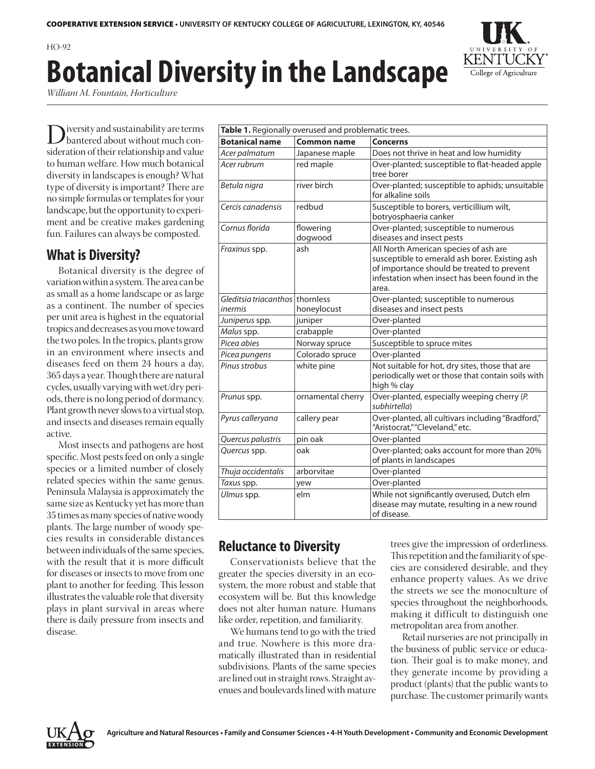HO-92

# Botanical Diversity in the Landscape

*William M. Fountain, Horticulture*

Diversity and sustainability are terms bantered about without much consideration of their relationship and value to human welfare. How much botanical diversity in landscapes is enough? What type of diversity is important? There are no simple formulas or templates for your landscape, but the opportunity to experiment and be creative makes gardening fun. Failures can always be composted.

## What is Diversity?

Botanical diversity is the degree of variation within a system. The area can be as small as a home landscape or as large as a continent. The number of species per unit area is highest in the equatorial tropics and decreases as you move toward the two poles. In the tropics, plants grow in an environment where insects and diseases feed on them 24 hours a day, 365 days a year. Though there are natural cycles, usually varying with wet/dry periods, there is no long period of dormancy. Plant growth never slows to a virtual stop, and insects and diseases remain equally active.

Most insects and pathogens are host specific. Most pests feed on only a single species or a limited number of closely related species within the same genus. Peninsula Malaysia is approximately the same size as Kentucky yet has more than 35 times as many species of native woody plants. The large number of woody species results in considerable distances between individuals of the same species, with the result that it is more difficult for diseases or insects to move from one plant to another for feeding. This lesson illustrates the valuable role that diversity plays in plant survival in areas where there is daily pressure from insects and disease.

**Table 1.** Regionally overused and problematic trees.

| Botanical name | Common name | Concerns |
|---|---|---|
| *Acer palmatum* | Japanese maple | Does not thrive in heat and low humidity |
| *Acer rubrum* | red maple | Over-planted; susceptible to flat-headed apple tree borer |
| *Betula nigra* | river birch | Over-planted; susceptible to aphids; unsuitable for alkaline soils |
| *Cercis canadensis* | redbud | Susceptible to borers, verticillium wilt, botryosphaeria canker |
| *Cornus florida* | flowering dogwood | Over-planted; susceptible to numerous diseases and insect pests |
| *Fraxinus* spp. | ash | All North American species of ash are susceptible to emerald ash borer. Existing ash of importance should be treated to prevent infestation when insect has been found in the area. |
| *Gleditsia triacanthos inermis* | thornless honeylocust | Over-planted; susceptible to numerous diseases and insect pests |
| *Juniperus* spp. | juniper | Over-planted |
| *Malus* spp. | crabapple | Over-planted |
| *Picea abies* | Norway spruce | Susceptible to spruce mites |
| *Picea pungens* | Colorado spruce | Over-planted |
| *Pinus strobus* | white pine | Not suitable for hot, dry sites, those that are periodically wet or those that contain soils with high % clay |
| *Prunus* spp. | ornamental cherry | Over-planted, especially weeping cherry (*P. subhirtella*) |
| *Pyrus calleryana* | callery pear | Over-planted, all cultivars including "Bradford," "Aristocrat," "Cleveland," etc. |
| *Quercus palustris* | pin oak | Over-planted |
| *Quercus* spp. | oak | Over-planted; oaks account for more than 20% of plants in landscapes |
| *Thuja occidentalis* | arborvitae | Over-planted |
| *Taxus* spp. | yew | Over-planted |
| *Ulmus* spp. | elm | While not significantly overused, Dutch elm disease may mutate, resulting in a new round of disease. |

## Reluctance to Diversity

Conservationists believe that the greater the species diversity in an ecosystem, the more robust and stable that ecosystem will be. But this knowledge does not alter human nature. Humans like order, repetition, and familiarity.

We humans tend to go with the tried and true. Nowhere is this more dramatically illustrated than in residential subdivisions. Plants of the same species are lined out in straight rows. Straight avenues and boulevards lined with mature trees give the impression of orderliness. This repetition and the familiarity of species are considered desirable, and they enhance property values. As we drive the streets we see the monoculture of species throughout the neighborhoods, making it difficult to distinguish one metropolitan area from another.

Retail nurseries are not principally in the business of public service or education. Their goal is to make money, and they generate income by providing a product (plants) that the public wants to purchase. The customer primarily wants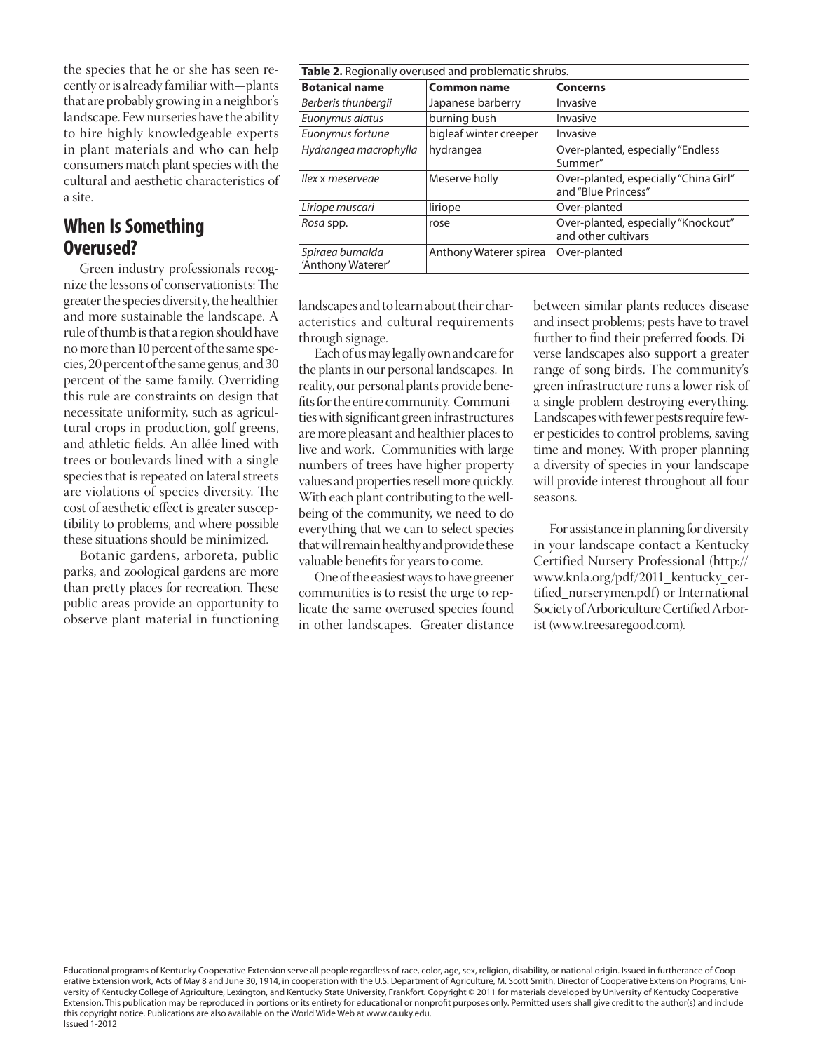the species that he or she has seen recently or is already familiar with—plants that are probably growing in a neighbor's landscape. Few nurseries have the ability to hire highly knowledgeable experts in plant materials and who can help consumers match plant species with the cultural and aesthetic characteristics of a site.

## When Is Something Overused?

Green industry professionals recognize the lessons of conservationists: The greater the species diversity, the healthier and more sustainable the landscape. A rule of thumb is that a region should have no more than 10 percent of the same species, 20 percent of the same genus, and 30 percent of the same family. Overriding this rule are constraints on design that necessitate uniformity, such as agricultural crops in production, golf greens, and athletic fields. An allée lined with trees or boulevards lined with a single species that is repeated on lateral streets are violations of species diversity. The cost of aesthetic effect is greater susceptibility to problems, and where possible these situations should be minimized.

Botanic gardens, arboreta, public parks, and zoological gardens are more than pretty places for recreation. These public areas provide an opportunity to observe plant material in functioning landscapes and to learn about their characteristics and cultural requirements through signage.

**Table 2.** Regionally overused and problematic shrubs.

| Botanical name | Common name | Concerns |
|---|---|---|
| *Berberis thunbergii* | Japanese barberry | Invasive |
| *Euonymus alatus* | burning bush | Invasive |
| *Euonymus fortune* | bigleaf winter creeper | Invasive |
| *Hydrangea macrophylla* | hydrangea | Over-planted, especially "Endless Summer" |
| *Ilex* x *meserveae* | Meserve holly | Over-planted, especially "China Girl" and "Blue Princess" |
| *Liriope muscari* | liriope | Over-planted |
| *Rosa* spp. | rose | Over-planted, especially "Knockout" and other cultivars |
| *Spiraea bumalda* 'Anthony Waterer' | Anthony Waterer spirea | Over-planted |

Each of us may legally own and care for the plants in our personal landscapes. In reality, our personal plants provide benefits for the entire community. Communities with significant green infrastructures are more pleasant and healthier places to live and work. Communities with large numbers of trees have higher property values and properties resell more quickly. With each plant contributing to the well-being of the community, we need to do everything that we can to select species that will remain healthy and provide these valuable benefits for years to come.

One of the easiest ways to have greener communities is to resist the urge to replicate the same overused species found in other landscapes. Greater distance between similar plants reduces disease and insect problems; pests have to travel further to find their preferred foods. Diverse landscapes also support a greater range of song birds. The community's green infrastructure runs a lower risk of a single problem destroying everything. Landscapes with fewer pests require fewer pesticides to control problems, saving time and money. With proper planning a diversity of species in your landscape will provide interest throughout all four seasons.

For assistance in planning for diversity in your landscape contact a Kentucky Certified Nursery Professional (http://www.knla.org/pdf/2011_kentucky_certified_nurserymen.pdf) or International Society of Arboriculture Certified Arborist (www.treesaregood.com).

Educational programs of Kentucky Cooperative Extension serve all people regardless of race, color, age, sex, religion, disability, or national origin. Issued in furtherance of Cooperative Extension work, Acts of May 8 and June 30, 1914, in cooperation with the U.S. Department of Agriculture, M. Scott Smith, Director of Cooperative Extension Programs, University of Kentucky College of Agriculture, Lexington, and Kentucky State University, Frankfort. Copyright © 2011 for materials developed by University of Kentucky Cooperative Extension. This publication may be reproduced in portions or its entirety for educational or nonprofit purposes only. Permitted users shall give credit to the author(s) and include this copyright notice. Publications are also available on the World Wide Web at www.ca.uky.edu.
Issued 1-2012